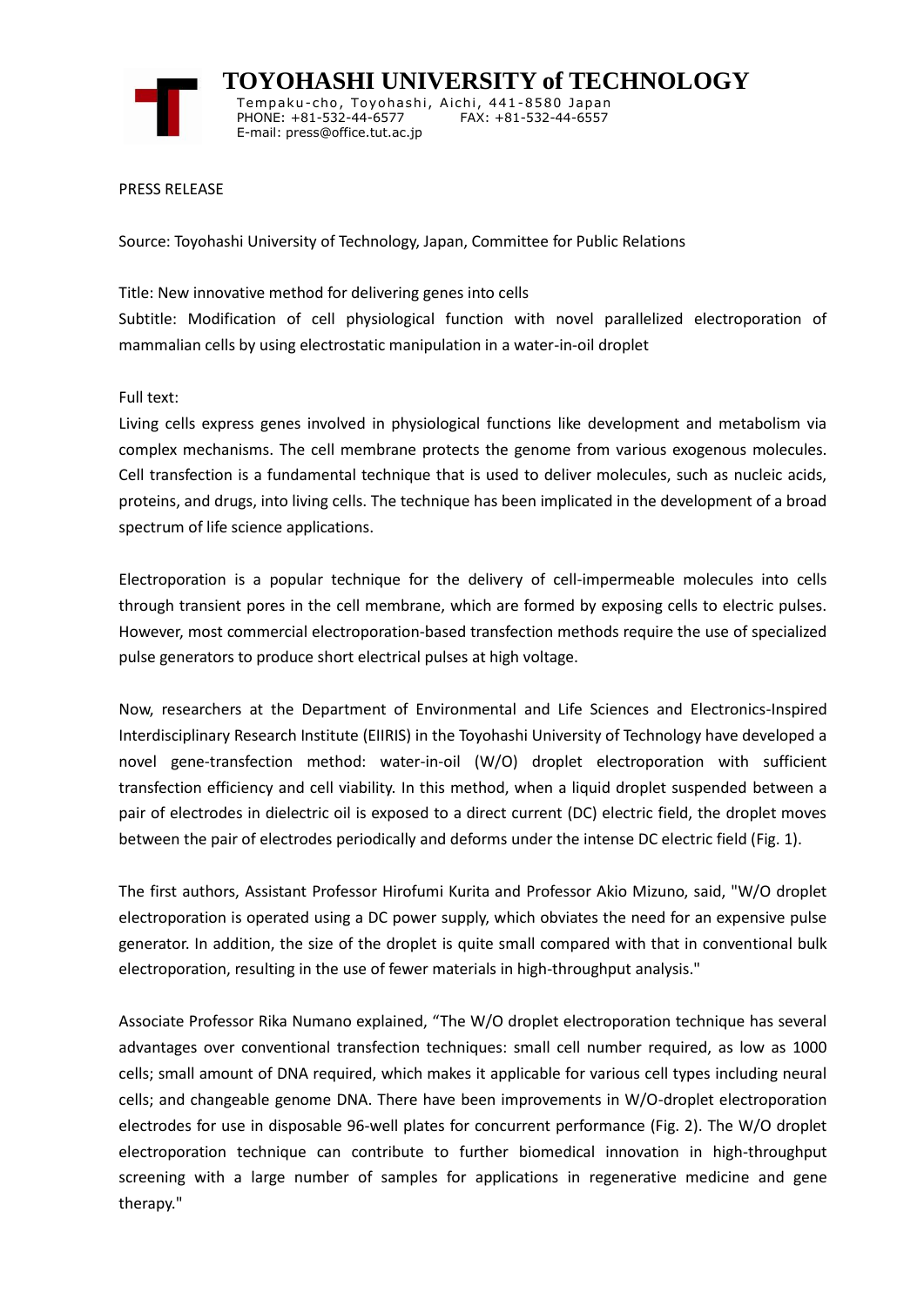# TOYOHASHI UNIVERSITY of TECHNOLOGY

Tempaku-cho, Toyohashi, Aichi, 441-8580 Japan
PHONE: +81-532-44-6577 FAX: +81-532-44-6557
E-mail: press@office.tut.ac.jp

PRESS RELEASE

Source: Toyohashi University of Technology, Japan, Committee for Public Relations

Title: New innovative method for delivering genes into cells

Subtitle: Modification of cell physiological function with novel parallelized electroporation of mammalian cells by using electrostatic manipulation in a water-in-oil droplet

Full text:

Living cells express genes involved in physiological functions like development and metabolism via complex mechanisms. The cell membrane protects the genome from various exogenous molecules. Cell transfection is a fundamental technique that is used to deliver molecules, such as nucleic acids, proteins, and drugs, into living cells. The technique has been implicated in the development of a broad spectrum of life science applications.

Electroporation is a popular technique for the delivery of cell-impermeable molecules into cells through transient pores in the cell membrane, which are formed by exposing cells to electric pulses. However, most commercial electroporation-based transfection methods require the use of specialized pulse generators to produce short electrical pulses at high voltage.

Now, researchers at the Department of Environmental and Life Sciences and Electronics-Inspired Interdisciplinary Research Institute (EIIRIS) in the Toyohashi University of Technology have developed a novel gene-transfection method: water-in-oil (W/O) droplet electroporation with sufficient transfection efficiency and cell viability. In this method, when a liquid droplet suspended between a pair of electrodes in dielectric oil is exposed to a direct current (DC) electric field, the droplet moves between the pair of electrodes periodically and deforms under the intense DC electric field (Fig. 1).

The first authors, Assistant Professor Hirofumi Kurita and Professor Akio Mizuno, said, "W/O droplet electroporation is operated using a DC power supply, which obviates the need for an expensive pulse generator. In addition, the size of the droplet is quite small compared with that in conventional bulk electroporation, resulting in the use of fewer materials in high-throughput analysis."

Associate Professor Rika Numano explained, “The W/O droplet electroporation technique has several advantages over conventional transfection techniques: small cell number required, as low as 1000 cells; small amount of DNA required, which makes it applicable for various cell types including neural cells; and changeable genome DNA. There have been improvements in W/O-droplet electroporation electrodes for use in disposable 96-well plates for concurrent performance (Fig. 2). The W/O droplet electroporation technique can contribute to further biomedical innovation in high-throughput screening with a large number of samples for applications in regenerative medicine and gene therapy."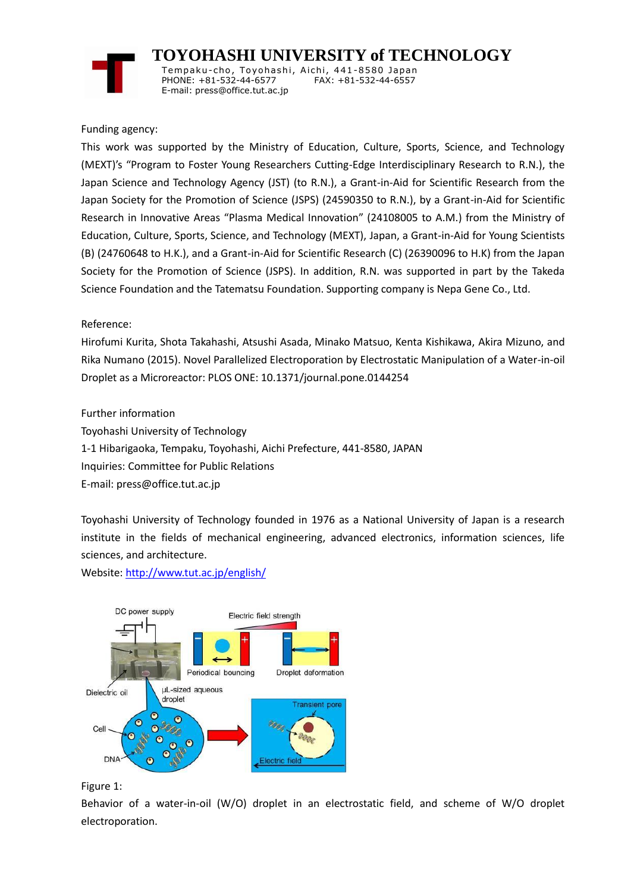# TOYOHASHI UNIVERSITY of TECHNOLOGY

Tempaku-cho, Toyohashi, Aichi, 441-8580 Japan
PHONE: +81-532-44-6577 FAX: +81-532-44-6557
E-mail: press@office.tut.ac.jp

Funding agency:

This work was supported by the Ministry of Education, Culture, Sports, Science, and Technology (MEXT)'s "Program to Foster Young Researchers Cutting-Edge Interdisciplinary Research to R.N.), the Japan Science and Technology Agency (JST) (to R.N.), a Grant-in-Aid for Scientific Research from the Japan Society for the Promotion of Science (JSPS) (24590350 to R.N.), by a Grant-in-Aid for Scientific Research in Innovative Areas "Plasma Medical Innovation" (24108005 to A.M.) from the Ministry of Education, Culture, Sports, Science, and Technology (MEXT), Japan, a Grant-in-Aid for Young Scientists (B) (24760648 to H.K.), and a Grant-in-Aid for Scientific Research (C) (26390096 to H.K) from the Japan Society for the Promotion of Science (JSPS). In addition, R.N. was supported in part by the Takeda Science Foundation and the Tatematsu Foundation. Supporting company is Nepa Gene Co., Ltd.

Reference:

Hirofumi Kurita, Shota Takahashi, Atsushi Asada, Minako Matsuo, Kenta Kishikawa, Akira Mizuno, and Rika Numano (2015). Novel Parallelized Electroporation by Electrostatic Manipulation of a Water-in-oil Droplet as a Microreactor: PLOS ONE: 10.1371/journal.pone.0144254

Further information

Toyohashi University of Technology
1-1 Hibarigaoka, Tempaku, Toyohashi, Aichi Prefecture, 441-8580, JAPAN
Inquiries: Committee for Public Relations
E-mail: press@office.tut.ac.jp

Toyohashi University of Technology founded in 1976 as a National University of Japan is a research institute in the fields of mechanical engineering, advanced electronics, information sciences, life sciences, and architecture.

Website: http://www.tut.ac.jp/english/

Figure 1:

Behavior of a water-in-oil (W/O) droplet in an electrostatic field, and scheme of W/O droplet electroporation.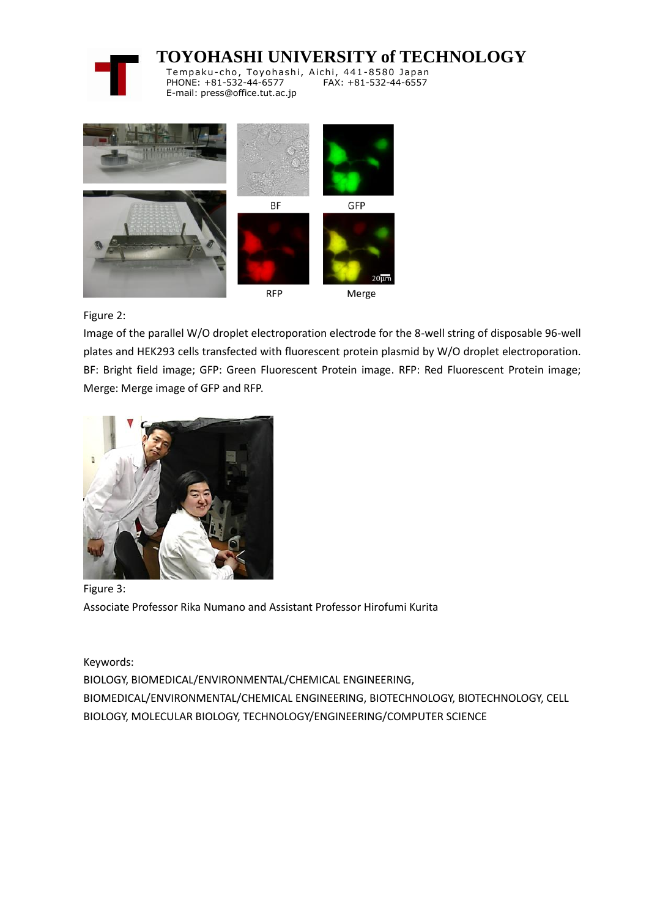# TOYOHASHI UNIVERSITY of TECHNOLOGY

Tempaku-cho, Toyohashi, Aichi, 441-8580 Japan
PHONE: +81-532-44-6577 FAX: +81-532-44-6557
E-mail: press@office.tut.ac.jp

BF

GFP

RFP

Merge

20μm

Figure 2:

Image of the parallel W/O droplet electroporation electrode for the 8-well string of disposable 96-well plates and HEK293 cells transfected with fluorescent protein plasmid by W/O droplet electroporation. BF: Bright field image; GFP: Green Fluorescent Protein image. RFP: Red Fluorescent Protein image; Merge: Merge image of GFP and RFP.

Figure 3:

Associate Professor Rika Numano and Assistant Professor Hirofumi Kurita

Keywords:

BIOLOGY, BIOMEDICAL/ENVIRONMENTAL/CHEMICAL ENGINEERING, BIOMEDICAL/ENVIRONMENTAL/CHEMICAL ENGINEERING, BIOTECHNOLOGY, BIOTECHNOLOGY, CELL BIOLOGY, MOLECULAR BIOLOGY, TECHNOLOGY/ENGINEERING/COMPUTER SCIENCE